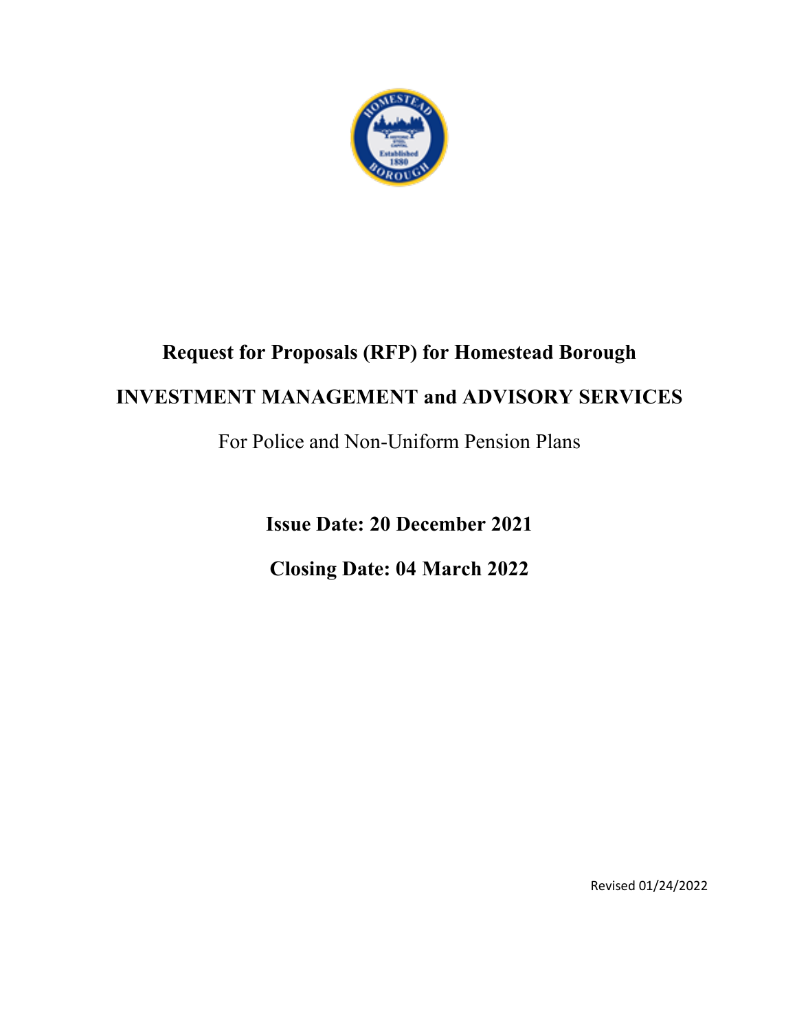# Request for Proposals (RFP) for Homestead Borough

# INVESTMENT MANAGEMENT and ADVISORY SERVICES

For Police and Non-Uniform Pension Plans

**Issue Date: 20 December 2021**

**Closing Date: 04 March 2022**

Revised 01/24/2022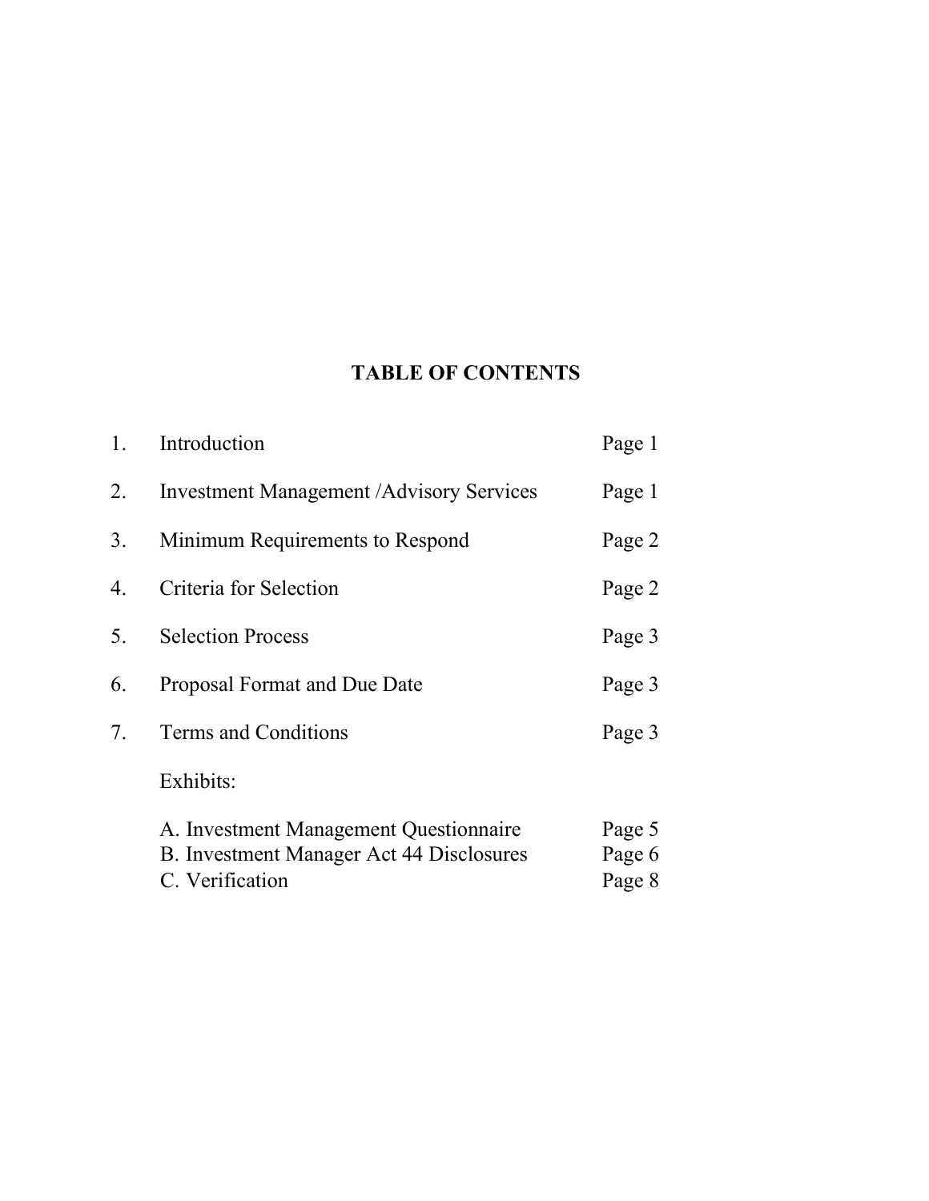# TABLE OF CONTENTS

| | | |
|---|---|---|
| 1. | Introduction | Page 1 |
| 2. | Investment Management /Advisory Services | Page 1 |
| 3. | Minimum Requirements to Respond | Page 2 |
| 4. | Criteria for Selection | Page 2 |
| 5. | Selection Process | Page 3 |
| 6. | Proposal Format and Due Date | Page 3 |
| 7. | Terms and Conditions | Page 3 |
| | Exhibits: | |
| | A. Investment Management Questionnaire | Page 5 |
| | B. Investment Manager Act 44 Disclosures | Page 6 |
| | C. Verification | Page 8 |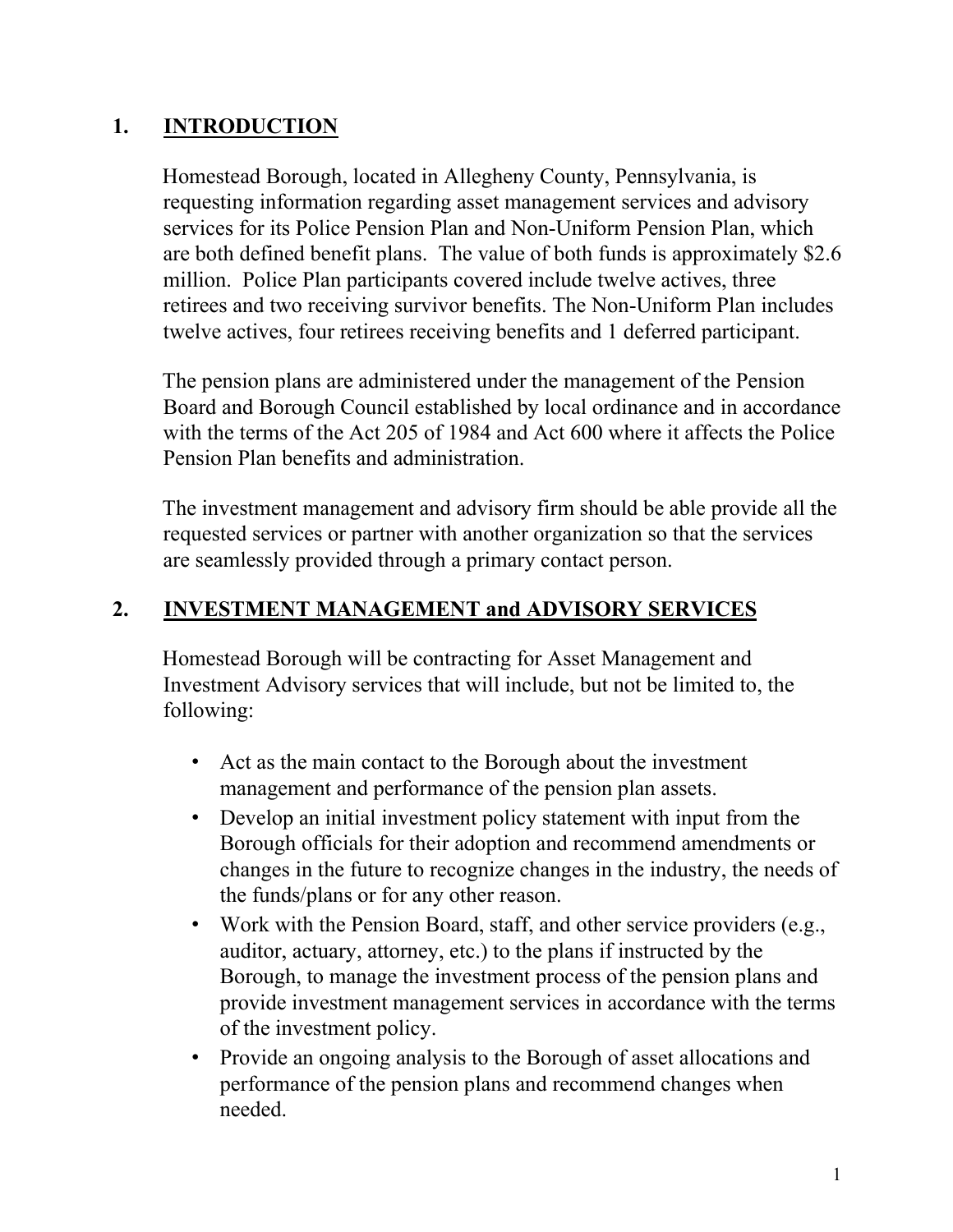## 1. INTRODUCTION

Homestead Borough, located in Allegheny County, Pennsylvania, is requesting information regarding asset management services and advisory services for its Police Pension Plan and Non-Uniform Pension Plan, which are both defined benefit plans. The value of both funds is approximately $2.6 million. Police Plan participants covered include twelve actives, three retirees and two receiving survivor benefits. The Non-Uniform Plan includes twelve actives, four retirees receiving benefits and 1 deferred participant.

The pension plans are administered under the management of the Pension Board and Borough Council established by local ordinance and in accordance with the terms of the Act 205 of 1984 and Act 600 where it affects the Police Pension Plan benefits and administration.

The investment management and advisory firm should be able provide all the requested services or partner with another organization so that the services are seamlessly provided through a primary contact person.

## 2. INVESTMENT MANAGEMENT and ADVISORY SERVICES

Homestead Borough will be contracting for Asset Management and Investment Advisory services that will include, but not be limited to, the following:

- Act as the main contact to the Borough about the investment management and performance of the pension plan assets.
- Develop an initial investment policy statement with input from the Borough officials for their adoption and recommend amendments or changes in the future to recognize changes in the industry, the needs of the funds/plans or for any other reason.
- Work with the Pension Board, staff, and other service providers (e.g., auditor, actuary, attorney, etc.) to the plans if instructed by the Borough, to manage the investment process of the pension plans and provide investment management services in accordance with the terms of the investment policy.
- Provide an ongoing analysis to the Borough of asset allocations and performance of the pension plans and recommend changes when needed.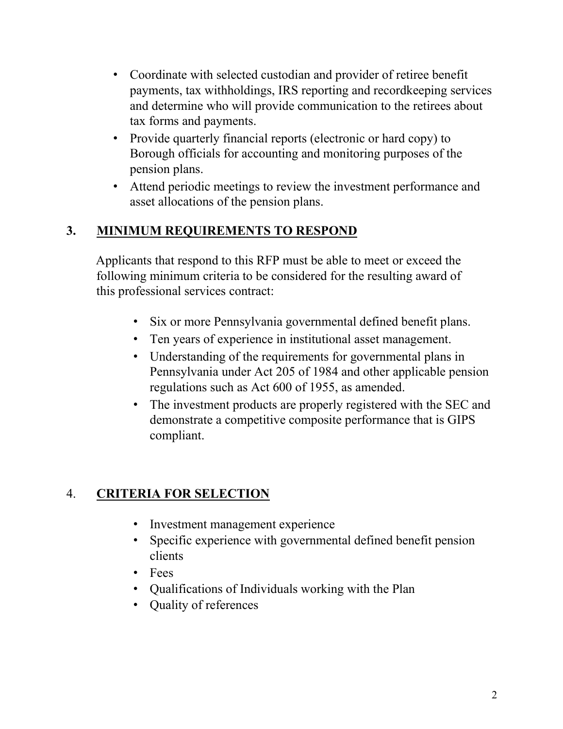- Coordinate with selected custodian and provider of retiree benefit payments, tax withholdings, IRS reporting and recordkeeping services and determine who will provide communication to the retirees about tax forms and payments.
- Provide quarterly financial reports (electronic or hard copy) to Borough officials for accounting and monitoring purposes of the pension plans.
- Attend periodic meetings to review the investment performance and asset allocations of the pension plans.

## 3. MINIMUM REQUIREMENTS TO RESPOND

Applicants that respond to this RFP must be able to meet or exceed the following minimum criteria to be considered for the resulting award of this professional services contract:

- Six or more Pennsylvania governmental defined benefit plans.
- Ten years of experience in institutional asset management.
- Understanding of the requirements for governmental plans in Pennsylvania under Act 205 of 1984 and other applicable pension regulations such as Act 600 of 1955, as amended.
- The investment products are properly registered with the SEC and demonstrate a competitive composite performance that is GIPS compliant.

## 4. CRITERIA FOR SELECTION

- Investment management experience
- Specific experience with governmental defined benefit pension clients
- Fees
- Qualifications of Individuals working with the Plan
- Quality of references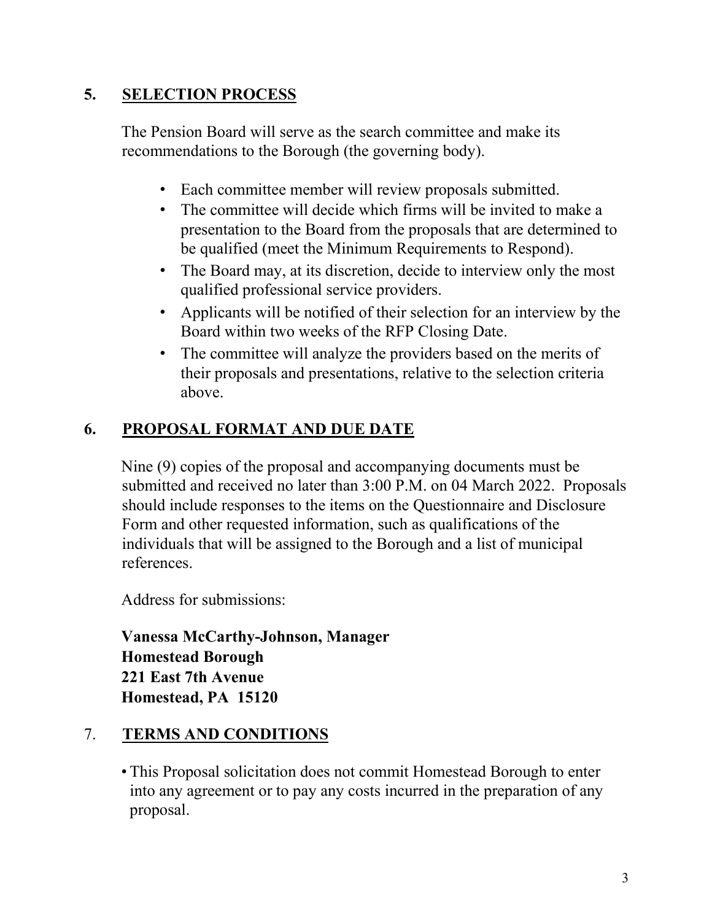## 5. SELECTION PROCESS

The Pension Board will serve as the search committee and make its recommendations to the Borough (the governing body).

- Each committee member will review proposals submitted.
- The committee will decide which firms will be invited to make a presentation to the Board from the proposals that are determined to be qualified (meet the Minimum Requirements to Respond).
- The Board may, at its discretion, decide to interview only the most qualified professional service providers.
- Applicants will be notified of their selection for an interview by the Board within two weeks of the RFP Closing Date.
- The committee will analyze the providers based on the merits of their proposals and presentations, relative to the selection criteria above.

## 6. PROPOSAL FORMAT AND DUE DATE

Nine (9) copies of the proposal and accompanying documents must be submitted and received no later than 3:00 P.M. on 04 March 2022. Proposals should include responses to the items on the Questionnaire and Disclosure Form and other requested information, such as qualifications of the individuals that will be assigned to the Borough and a list of municipal references.

Address for submissions:

**Vanessa McCarthy-Johnson, Manager**
**Homestead Borough**
**221 East 7th Avenue**
**Homestead, PA 15120**

## 7. TERMS AND CONDITIONS

- This Proposal solicitation does not commit Homestead Borough to enter into any agreement or to pay any costs incurred in the preparation of any proposal.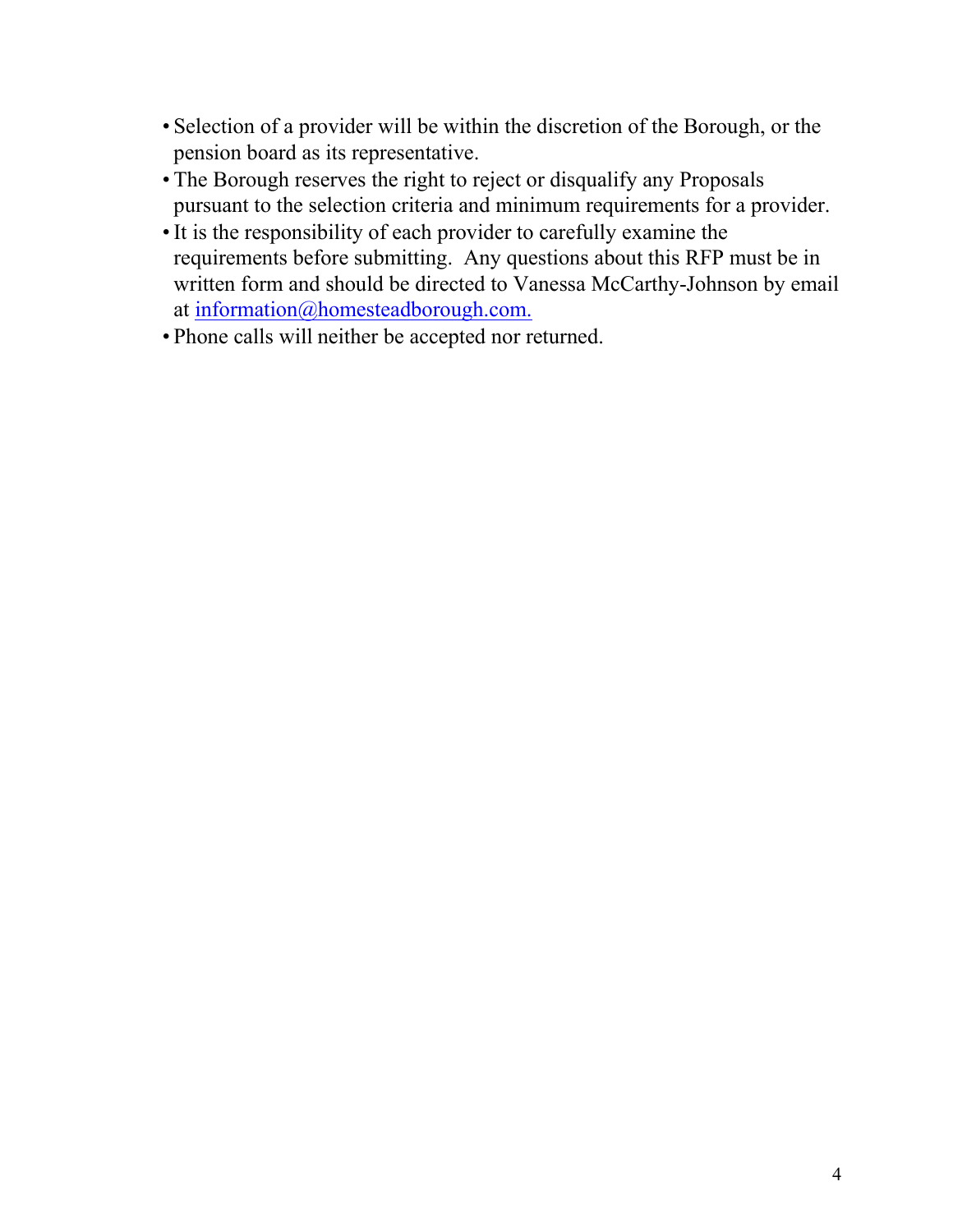- Selection of a provider will be within the discretion of the Borough, or the pension board as its representative.
- The Borough reserves the right to reject or disqualify any Proposals pursuant to the selection criteria and minimum requirements for a provider.
- It is the responsibility of each provider to carefully examine the requirements before submitting. Any questions about this RFP must be in written form and should be directed to Vanessa McCarthy-Johnson by email at information@homesteadborough.com.
- Phone calls will neither be accepted nor returned.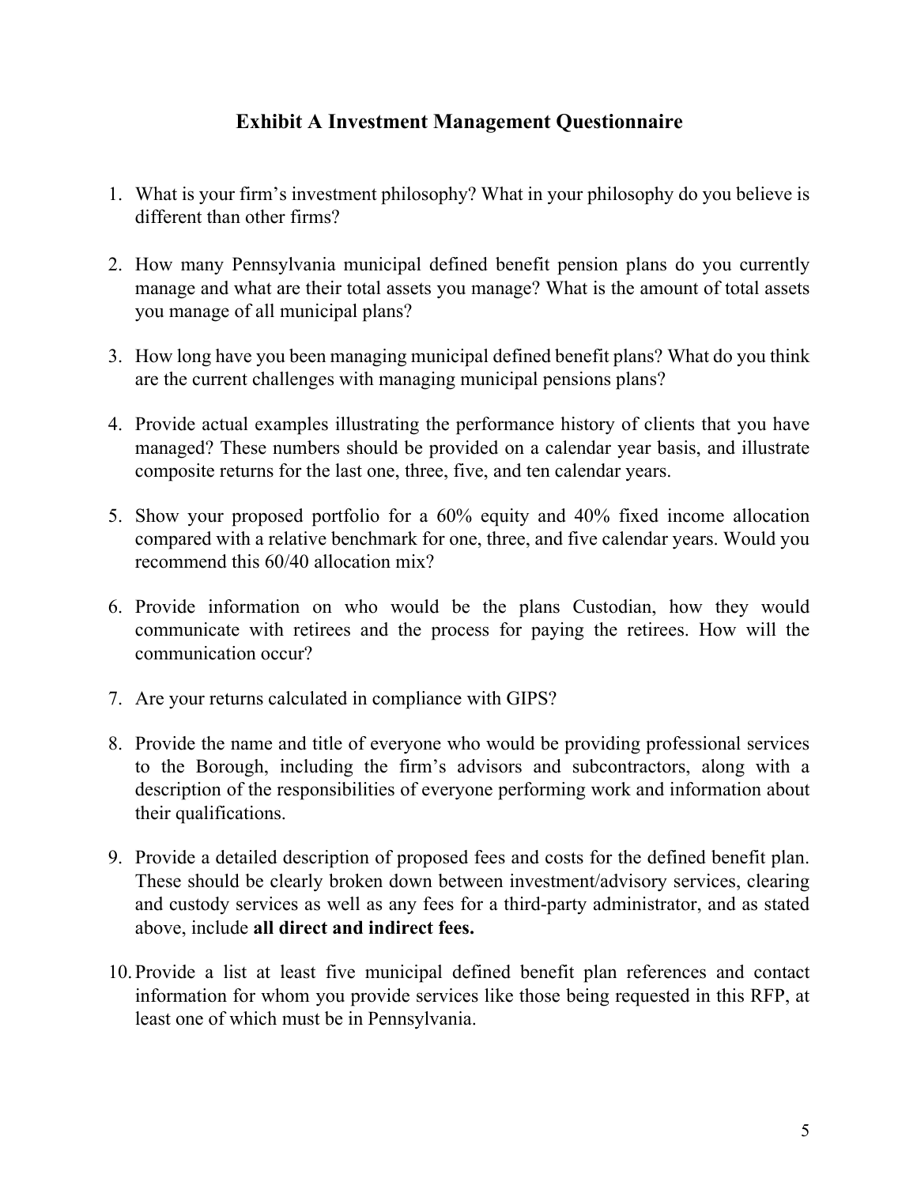# Exhibit A Investment Management Questionnaire

1. What is your firm's investment philosophy? What in your philosophy do you believe is different than other firms?

2. How many Pennsylvania municipal defined benefit pension plans do you currently manage and what are their total assets you manage? What is the amount of total assets you manage of all municipal plans?

3. How long have you been managing municipal defined benefit plans? What do you think are the current challenges with managing municipal pensions plans?

4. Provide actual examples illustrating the performance history of clients that you have managed? These numbers should be provided on a calendar year basis, and illustrate composite returns for the last one, three, five, and ten calendar years.

5. Show your proposed portfolio for a 60% equity and 40% fixed income allocation compared with a relative benchmark for one, three, and five calendar years. Would you recommend this 60/40 allocation mix?

6. Provide information on who would be the plans Custodian, how they would communicate with retirees and the process for paying the retirees. How will the communication occur?

7. Are your returns calculated in compliance with GIPS?

8. Provide the name and title of everyone who would be providing professional services to the Borough, including the firm's advisors and subcontractors, along with a description of the responsibilities of everyone performing work and information about their qualifications.

9. Provide a detailed description of proposed fees and costs for the defined benefit plan. These should be clearly broken down between investment/advisory services, clearing and custody services as well as any fees for a third-party administrator, and as stated above, include **all direct and indirect fees.**

10. Provide a list at least five municipal defined benefit plan references and contact information for whom you provide services like those being requested in this RFP, at least one of which must be in Pennsylvania.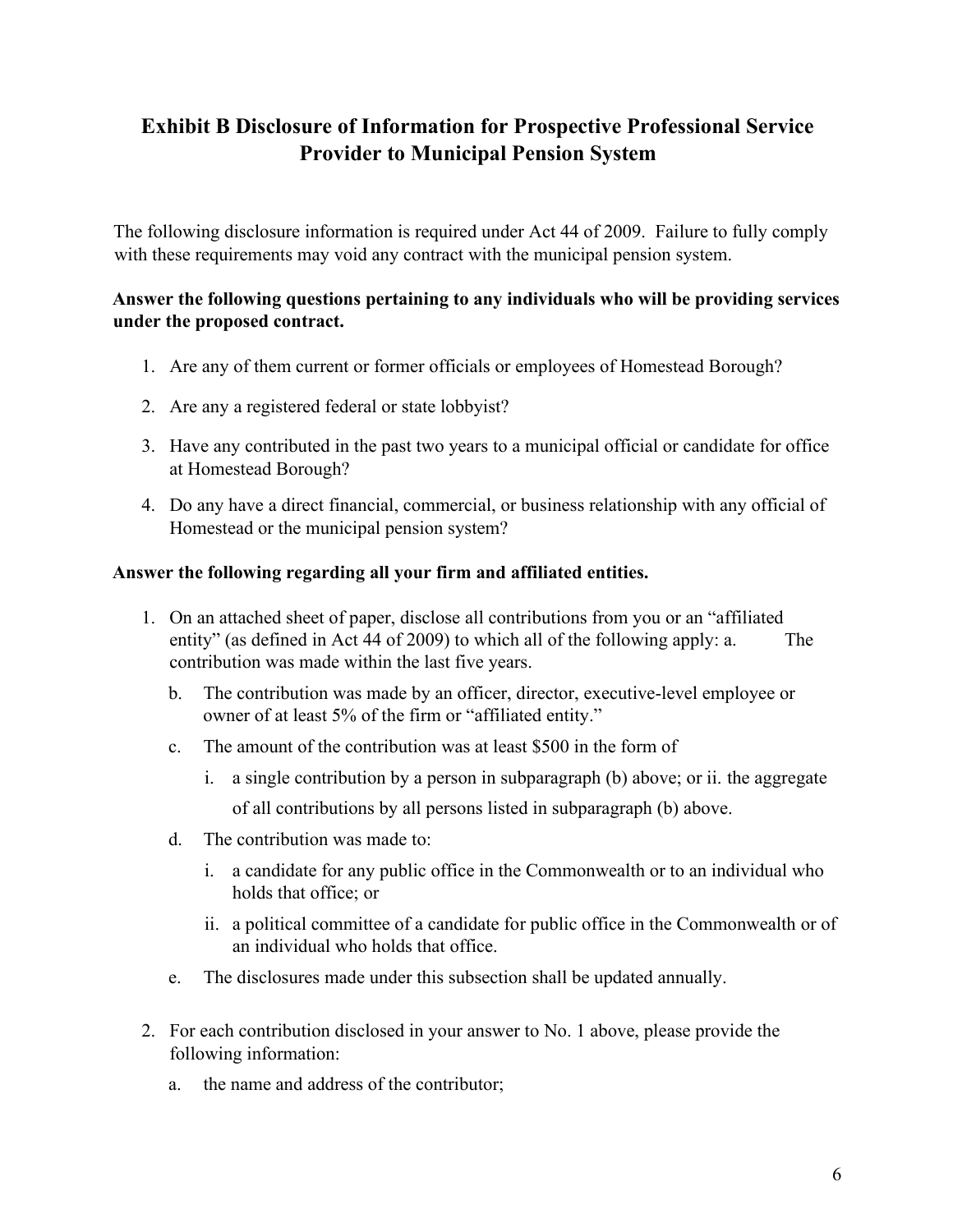## Exhibit B Disclosure of Information for Prospective Professional Service Provider to Municipal Pension System

The following disclosure information is required under Act 44 of 2009. Failure to fully comply with these requirements may void any contract with the municipal pension system.

**Answer the following questions pertaining to any individuals who will be providing services under the proposed contract.**

1. Are any of them current or former officials or employees of Homestead Borough?
2. Are any a registered federal or state lobbyist?
3. Have any contributed in the past two years to a municipal official or candidate for office at Homestead Borough?
4. Do any have a direct financial, commercial, or business relationship with any official of Homestead or the municipal pension system?

**Answer the following regarding all your firm and affiliated entities.**

1. On an attached sheet of paper, disclose all contributions from you or an "affiliated entity" (as defined in Act 44 of 2009) to which all of the following apply:
   a. The contribution was made within the last five years.
   b. The contribution was made by an officer, director, executive-level employee or owner of at least 5% of the firm or "affiliated entity."
   c. The amount of the contribution was at least $500 in the form of
      i. a single contribution by a person in subparagraph (b) above; or
      ii. the aggregate of all contributions by all persons listed in subparagraph (b) above.
   d. The contribution was made to:
      i. a candidate for any public office in the Commonwealth or to an individual who holds that office; or
      ii. a political committee of a candidate for public office in the Commonwealth or of an individual who holds that office.
   e. The disclosures made under this subsection shall be updated annually.
2. For each contribution disclosed in your answer to No. 1 above, please provide the following information:
   a. the name and address of the contributor;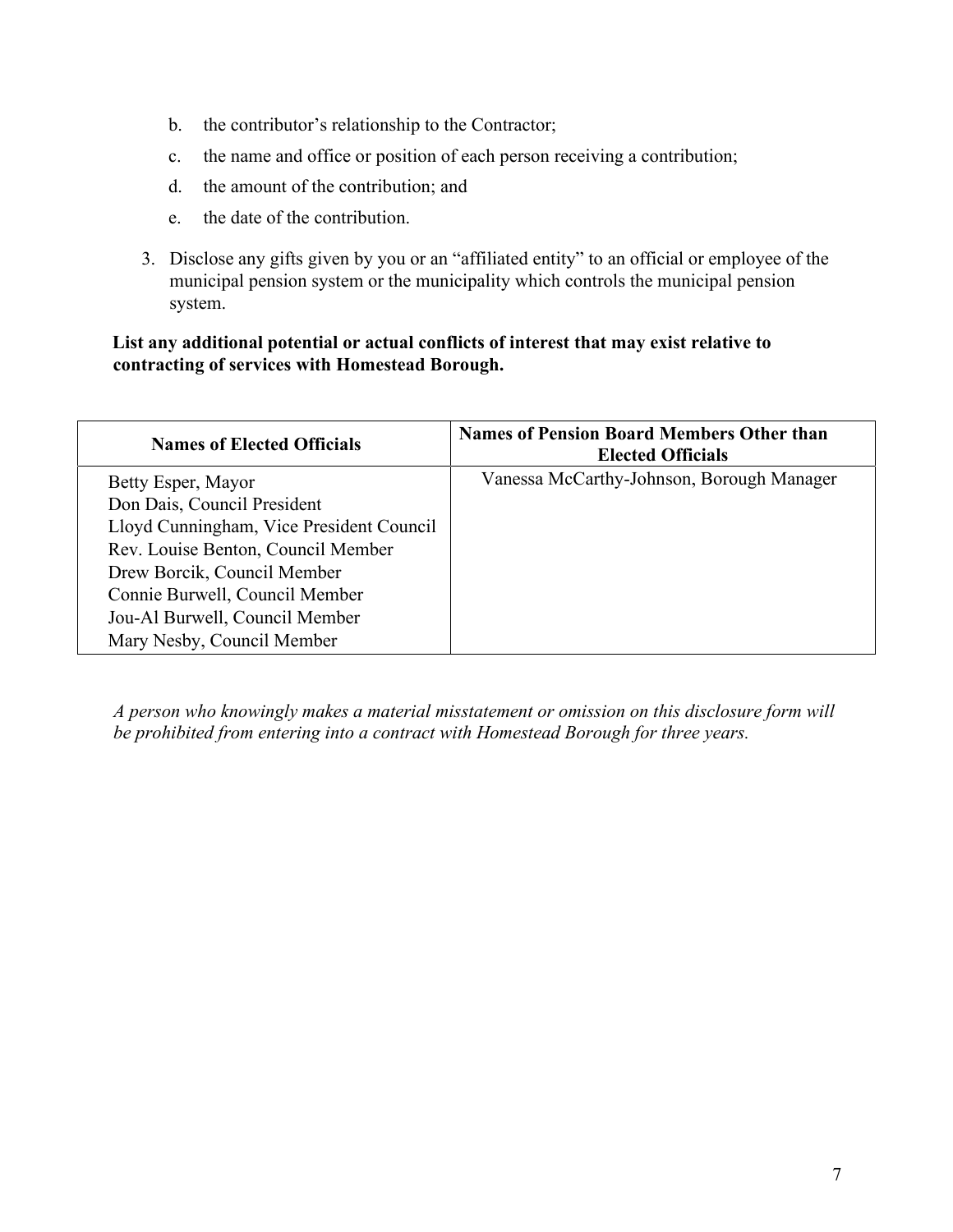b. the contributor's relationship to the Contractor;

   c. the name and office or position of each person receiving a contribution;

   d. the amount of the contribution; and

   e. the date of the contribution.

3. Disclose any gifts given by you or an "affiliated entity" to an official or employee of the municipal pension system or the municipality which controls the municipal pension system.

**List any additional potential or actual conflicts of interest that may exist relative to contracting of services with Homestead Borough.**

| Names of Elected Officials | Names of Pension Board Members Other than Elected Officials |
|---|---|
| Betty Esper, Mayor<br>Don Dais, Council President<br>Lloyd Cunningham, Vice President Council<br>Rev. Louise Benton, Council Member<br>Drew Borcik, Council Member<br>Connie Burwell, Council Member<br>Jou-Al Burwell, Council Member<br>Mary Nesby, Council Member | Vanessa McCarthy-Johnson, Borough Manager |

*A person who knowingly makes a material misstatement or omission on this disclosure form will be prohibited from entering into a contract with Homestead Borough for three years.*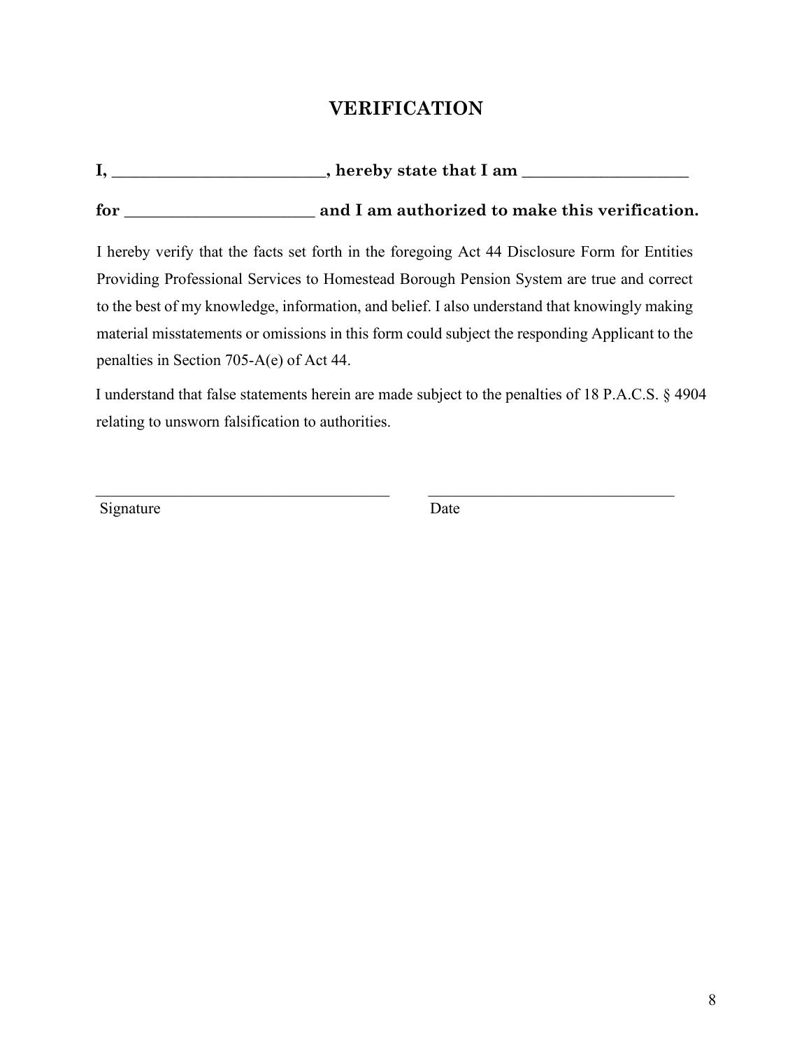# VERIFICATION

**I, \_\_\_\_\_\_\_\_\_\_\_\_\_\_\_\_\_\_\_\_\_\_\_\_\_\_\_, hereby state that I am \_\_\_\_\_\_\_\_\_\_\_\_\_\_\_\_\_\_\_\_\_**

**for \_\_\_\_\_\_\_\_\_\_\_\_\_\_\_\_\_\_\_\_\_\_\_\_ and I am authorized to make this verification.**

I hereby verify that the facts set forth in the foregoing Act 44 Disclosure Form for Entities Providing Professional Services to Homestead Borough Pension System are true and correct to the best of my knowledge, information, and belief. I also understand that knowingly making material misstatements or omissions in this form could subject the responding Applicant to the penalties in Section 705-A(e) of Act 44.

I understand that false statements herein are made subject to the penalties of 18 P.A.C.S. § 4904 relating to unsworn falsification to authorities.

\_\_\_\_\_\_\_\_\_\_\_\_\_\_\_\_\_\_\_\_\_\_\_\_\_\_\_\_\_\_\_\_\_\_\_\_\_\_ \_\_\_\_\_\_\_\_\_\_\_\_\_\_\_\_\_\_\_\_\_\_\_\_\_\_\_\_\_\_\_\_

Signature Date